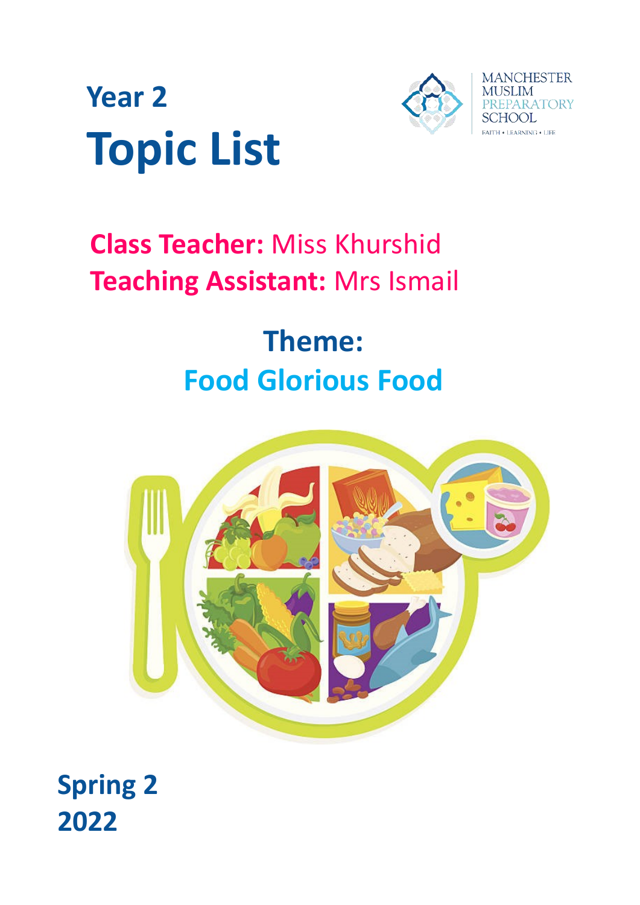# Year 2

# Topic List

MANCHESTER MUSLIM PREPARATORY SCHOOL

FAITH • LEARNING • LIFE

**Class Teacher:** Miss Khurshid

**Teaching Assistant:** Mrs Ismail

## Theme:

## Food Glorious Food

**Spring 2**

**2022**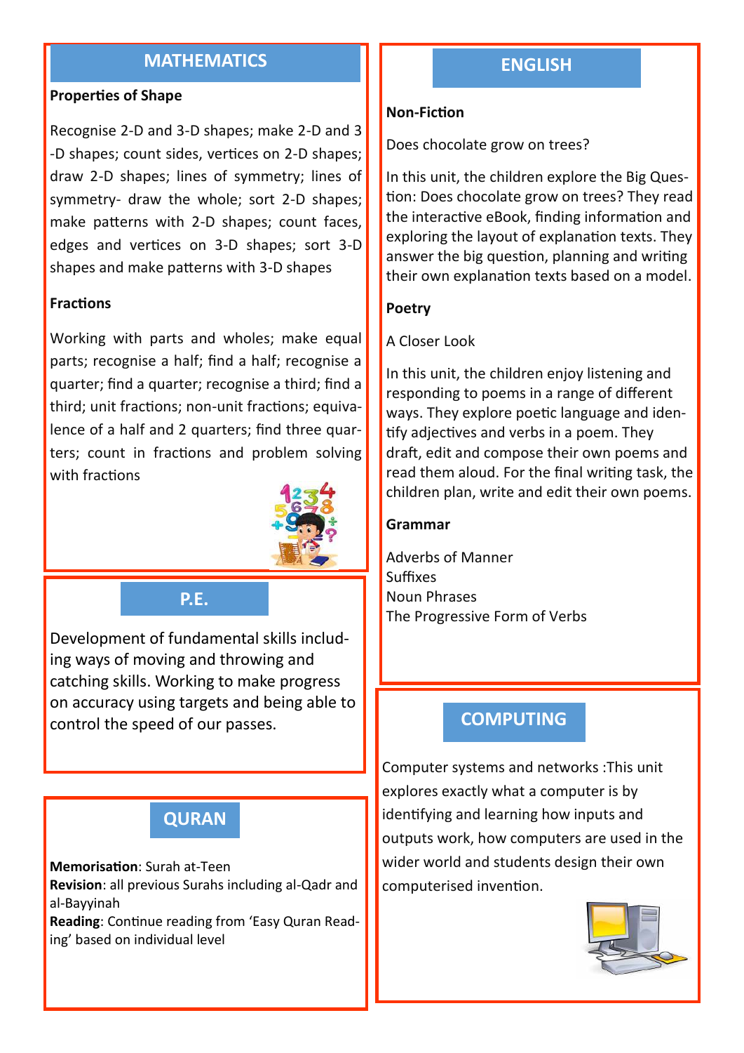## MATHEMATICS

**Properties of Shape**

Recognise 2-D and 3-D shapes; make 2-D and 3-D shapes; count sides, vertices on 2-D shapes; draw 2-D shapes; lines of symmetry; lines of symmetry- draw the whole; sort 2-D shapes; make patterns with 2-D shapes; count faces, edges and vertices on 3-D shapes; sort 3-D shapes and make patterns with 3-D shapes

**Fractions**

Working with parts and wholes; make equal parts; recognise a half; find a half; recognise a quarter; find a quarter; recognise a third; find a third; unit fractions; non-unit fractions; equivalence of a half and 2 quarters; find three quarters; count in fractions and problem solving with fractions

## P.E.

Development of fundamental skills including ways of moving and throwing and catching skills. Working to make progress on accuracy using targets and being able to control the speed of our passes.

## QURAN

**Memorisation**: Surah at-Teen
**Revision**: all previous Surahs including al-Qadr and al-Bayyinah
**Reading**: Continue reading from 'Easy Quran Reading' based on individual level

## ENGLISH

**Non-Fiction**

Does chocolate grow on trees?

In this unit, the children explore the Big Question: Does chocolate grow on trees? They read the interactive eBook, finding information and exploring the layout of explanation texts. They answer the big question, planning and writing their own explanation texts based on a model.

**Poetry**

A Closer Look

In this unit, the children enjoy listening and responding to poems in a range of different ways. They explore poetic language and identify adjectives and verbs in a poem. They draft, edit and compose their own poems and read them aloud. For the final writing task, the children plan, write and edit their own poems.

**Grammar**

Adverbs of Manner
Suffixes
Noun Phrases
The Progressive Form of Verbs

## COMPUTING

Computer systems and networks :This unit explores exactly what a computer is by identifying and learning how inputs and outputs work, how computers are used in the wider world and students design their own computerised invention.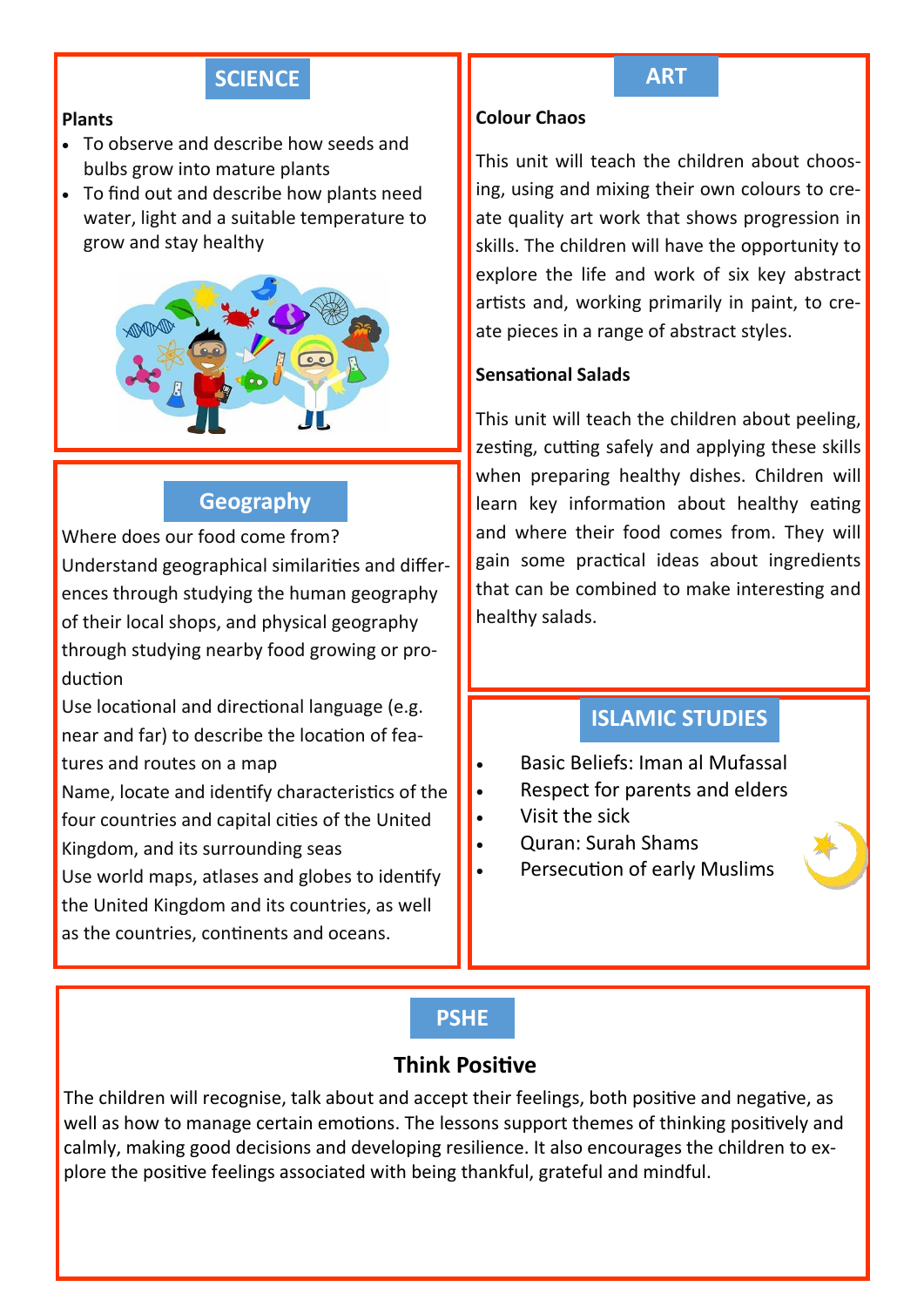## SCIENCE

**Plants**

- To observe and describe how seeds and bulbs grow into mature plants
- To find out and describe how plants need water, light and a suitable temperature to grow and stay healthy

## Geography

Where does our food come from?

Understand geographical similarities and differences through studying the human geography of their local shops, and physical geography through studying nearby food growing or production

Use locational and directional language (e.g. near and far) to describe the location of features and routes on a map

Name, locate and identify characteristics of the four countries and capital cities of the United Kingdom, and its surrounding seas

Use world maps, atlases and globes to identify the United Kingdom and its countries, as well as the countries, continents and oceans.

## ART

**Colour Chaos**

This unit will teach the children about choosing, using and mixing their own colours to create quality art work that shows progression in skills. The children will have the opportunity to explore the life and work of six key abstract artists and, working primarily in paint, to create pieces in a range of abstract styles.

**Sensational Salads**

This unit will teach the children about peeling, zesting, cutting safely and applying these skills when preparing healthy dishes. Children will learn key information about healthy eating and where their food comes from. They will gain some practical ideas about ingredients that can be combined to make interesting and healthy salads.

## ISLAMIC STUDIES

- Basic Beliefs: Iman al Mufassal
- Respect for parents and elders
- Visit the sick
- Quran: Surah Shams
- Persecution of early Muslims

## PSHE

### Think Positive

The children will recognise, talk about and accept their feelings, both positive and negative, as well as how to manage certain emotions. The lessons support themes of thinking positively and calmly, making good decisions and developing resilience. It also encourages the children to explore the positive feelings associated with being thankful, grateful and mindful.